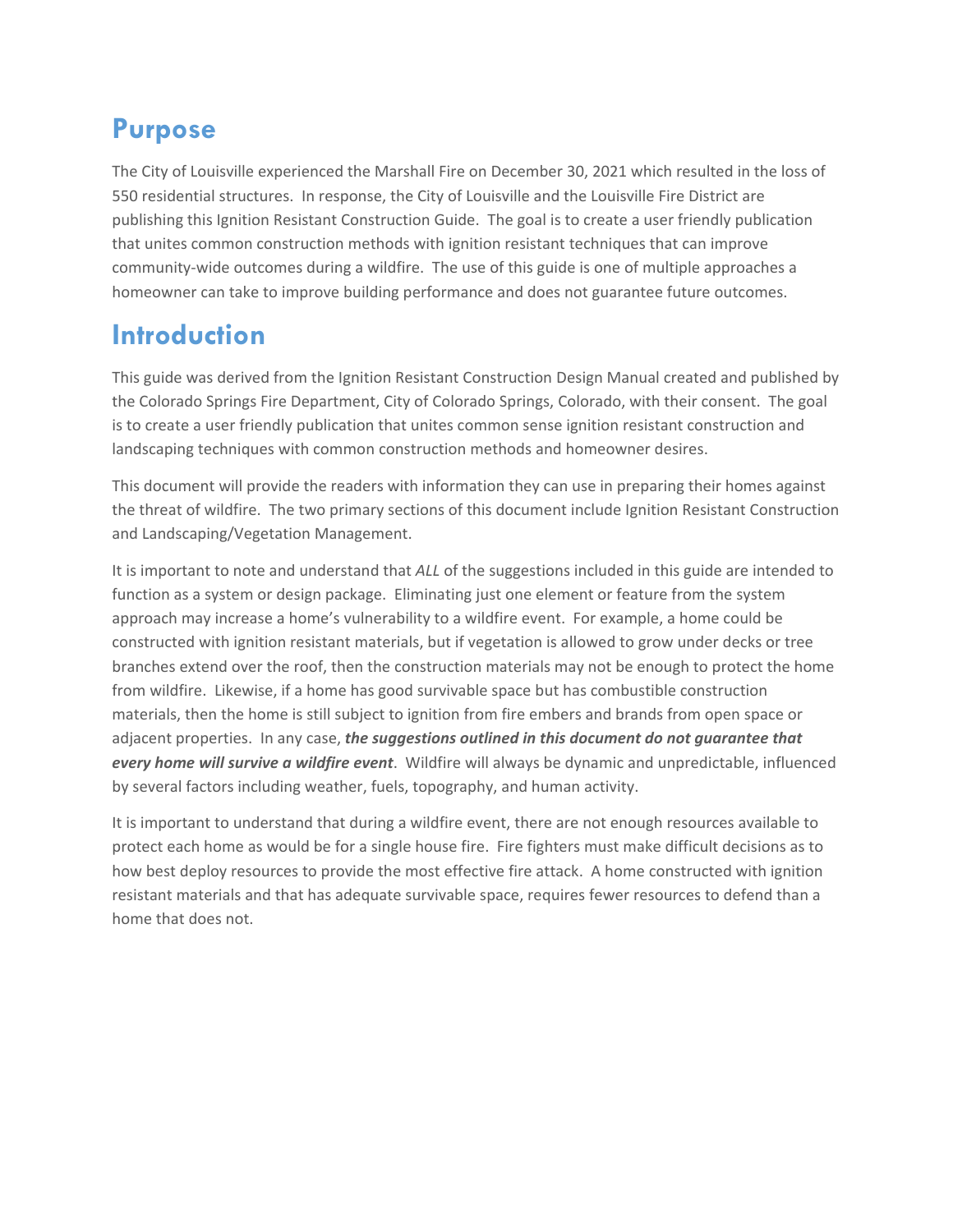## Purpose

The City of Louisville experienced the Marshall Fire on December 30, 2021 which resulted in the loss of 550 residential structures. In response, the City of Louisville and the Louisville Fire District are publishing this Ignition Resistant Construction Guide. The goal is to create a user friendly publication that unites common construction methods with ignition resistant techniques that can improve community-wide outcomes during a wildfire. The use of this guide is one of multiple approaches a homeowner can take to improve building performance and does not guarantee future outcomes.

## Introduction

This guide was derived from the Ignition Resistant Construction Design Manual created and published by the Colorado Springs Fire Department, City of Colorado Springs, Colorado, with their consent. The goal is to create a user friendly publication that unites common sense ignition resistant construction and landscaping techniques with common construction methods and homeowner desires.

This document will provide the readers with information they can use in preparing their homes against the threat of wildfire. The two primary sections of this document include Ignition Resistant Construction and Landscaping/Vegetation Management.

It is important to note and understand that *ALL* of the suggestions included in this guide are intended to function as a system or design package. Eliminating just one element or feature from the system approach may increase a home's vulnerability to a wildfire event. For example, a home could be constructed with ignition resistant materials, but if vegetation is allowed to grow under decks or tree branches extend over the roof, then the construction materials may not be enough to protect the home from wildfire. Likewise, if a home has good survivable space but has combustible construction materials, then the home is still subject to ignition from fire embers and brands from open space or adjacent properties. In any case, ***the suggestions outlined in this document do not guarantee that every home will survive a wildfire event***. Wildfire will always be dynamic and unpredictable, influenced by several factors including weather, fuels, topography, and human activity.

It is important to understand that during a wildfire event, there are not enough resources available to protect each home as would be for a single house fire. Fire fighters must make difficult decisions as to how best deploy resources to provide the most effective fire attack. A home constructed with ignition resistant materials and that has adequate survivable space, requires fewer resources to defend than a home that does not.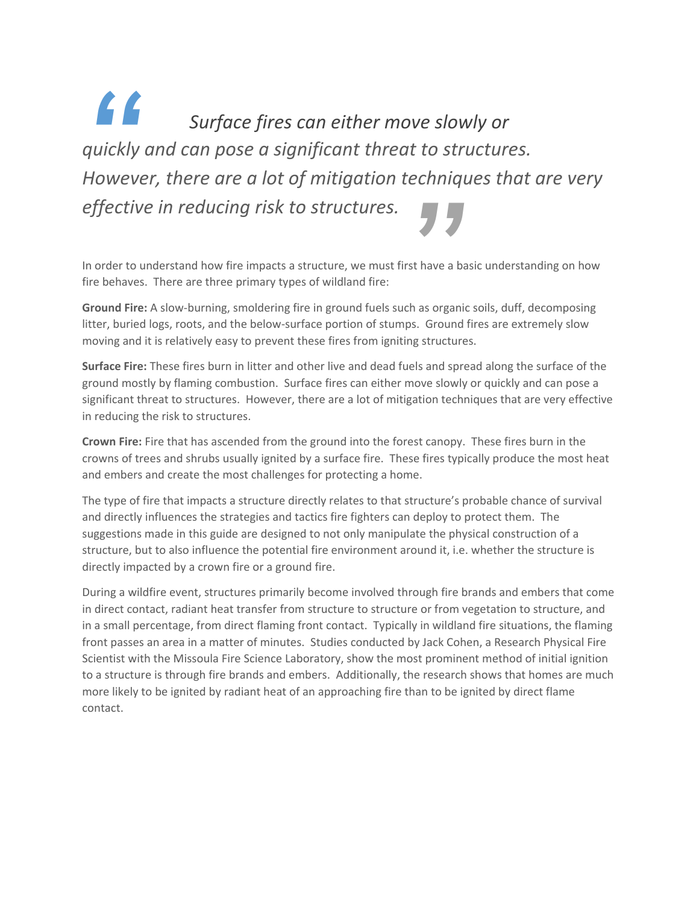> *Surface fires can either move slowly or quickly and can pose a significant threat to structures. However, there are a lot of mitigation techniques that are very effective in reducing risk to structures.*

In order to understand how fire impacts a structure, we must first have a basic understanding on how fire behaves. There are three primary types of wildland fire:

**Ground Fire:** A slow-burning, smoldering fire in ground fuels such as organic soils, duff, decomposing litter, buried logs, roots, and the below-surface portion of stumps. Ground fires are extremely slow moving and it is relatively easy to prevent these fires from igniting structures.

**Surface Fire:** These fires burn in litter and other live and dead fuels and spread along the surface of the ground mostly by flaming combustion. Surface fires can either move slowly or quickly and can pose a significant threat to structures. However, there are a lot of mitigation techniques that are very effective in reducing the risk to structures.

**Crown Fire:** Fire that has ascended from the ground into the forest canopy. These fires burn in the crowns of trees and shrubs usually ignited by a surface fire. These fires typically produce the most heat and embers and create the most challenges for protecting a home.

The type of fire that impacts a structure directly relates to that structure's probable chance of survival and directly influences the strategies and tactics fire fighters can deploy to protect them. The suggestions made in this guide are designed to not only manipulate the physical construction of a structure, but to also influence the potential fire environment around it, i.e. whether the structure is directly impacted by a crown fire or a ground fire.

During a wildfire event, structures primarily become involved through fire brands and embers that come in direct contact, radiant heat transfer from structure to structure or from vegetation to structure, and in a small percentage, from direct flaming front contact. Typically in wildland fire situations, the flaming front passes an area in a matter of minutes. Studies conducted by Jack Cohen, a Research Physical Fire Scientist with the Missoula Fire Science Laboratory, show the most prominent method of initial ignition to a structure is through fire brands and embers. Additionally, the research shows that homes are much more likely to be ignited by radiant heat of an approaching fire than to be ignited by direct flame contact.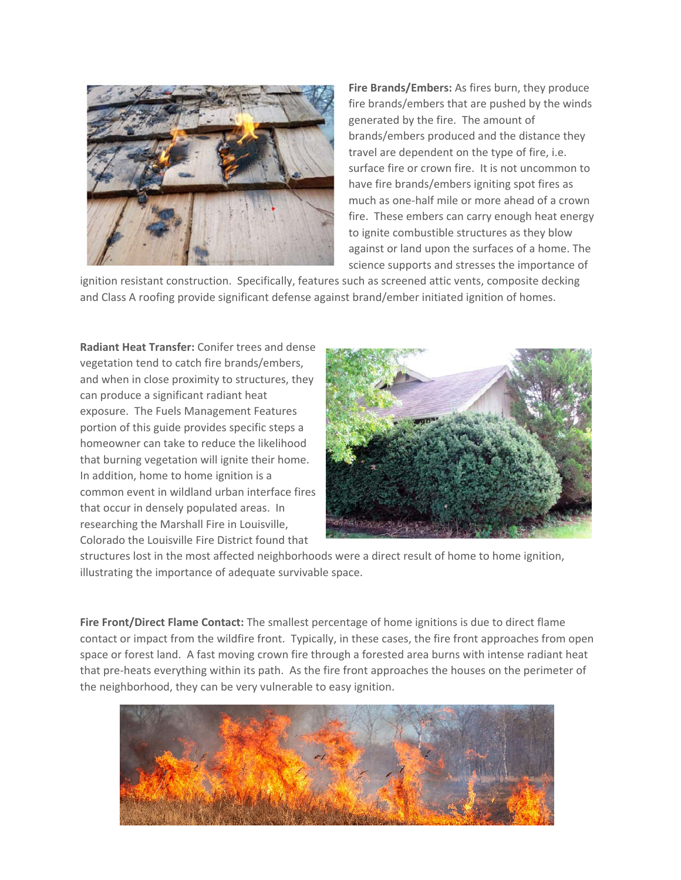**Fire Brands/Embers:** As fires burn, they produce fire brands/embers that are pushed by the winds generated by the fire. The amount of brands/embers produced and the distance they travel are dependent on the type of fire, i.e. surface fire or crown fire. It is not uncommon to have fire brands/embers igniting spot fires as much as one-half mile or more ahead of a crown fire. These embers can carry enough heat energy to ignite combustible structures as they blow against or land upon the surfaces of a home. The science supports and stresses the importance of ignition resistant construction. Specifically, features such as screened attic vents, composite decking and Class A roofing provide significant defense against brand/ember initiated ignition of homes.

**Radiant Heat Transfer:** Conifer trees and dense vegetation tend to catch fire brands/embers, and when in close proximity to structures, they can produce a significant radiant heat exposure. The Fuels Management Features portion of this guide provides specific steps a homeowner can take to reduce the likelihood that burning vegetation will ignite their home. In addition, home to home ignition is a common event in wildland urban interface fires that occur in densely populated areas. In researching the Marshall Fire in Louisville, Colorado the Louisville Fire District found that structures lost in the most affected neighborhoods were a direct result of home to home ignition, illustrating the importance of adequate survivable space.

**Fire Front/Direct Flame Contact:** The smallest percentage of home ignitions is due to direct flame contact or impact from the wildfire front. Typically, in these cases, the fire front approaches from open space or forest land. A fast moving crown fire through a forested area burns with intense radiant heat that pre-heats everything within its path. As the fire front approaches the houses on the perimeter of the neighborhood, they can be very vulnerable to easy ignition.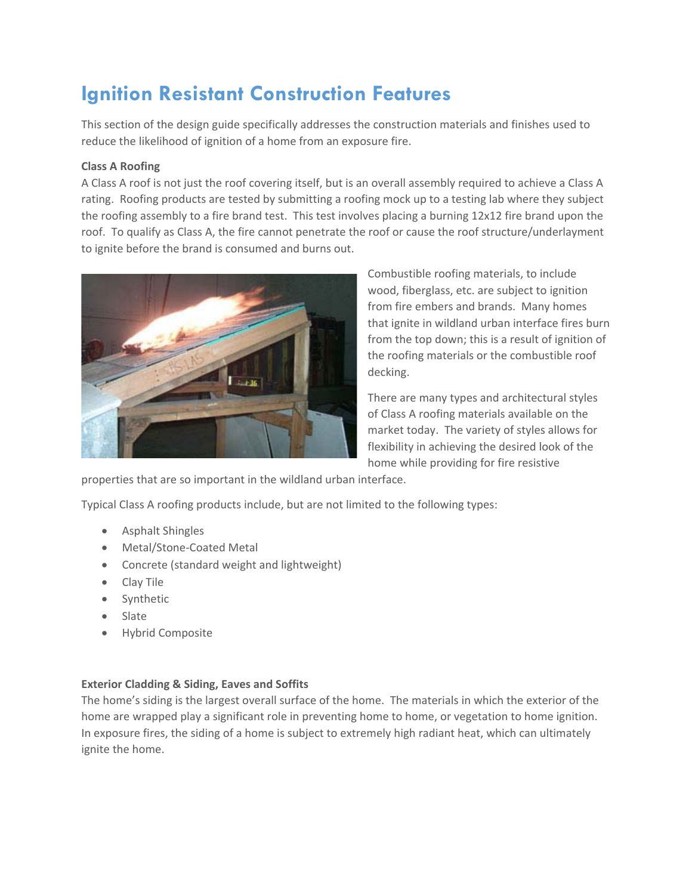# Ignition Resistant Construction Features

This section of the design guide specifically addresses the construction materials and finishes used to reduce the likelihood of ignition of a home from an exposure fire.

**Class A Roofing**

A Class A roof is not just the roof covering itself, but is an overall assembly required to achieve a Class A rating. Roofing products are tested by submitting a roofing mock up to a testing lab where they subject the roofing assembly to a fire brand test. This test involves placing a burning 12x12 fire brand upon the roof. To qualify as Class A, the fire cannot penetrate the roof or cause the roof structure/underlayment to ignite before the brand is consumed and burns out.

Combustible roofing materials, to include wood, fiberglass, etc. are subject to ignition from fire embers and brands. Many homes that ignite in wildland urban interface fires burn from the top down; this is a result of ignition of the roofing materials or the combustible roof decking.

There are many types and architectural styles of Class A roofing materials available on the market today. The variety of styles allows for flexibility in achieving the desired look of the home while providing for fire resistive properties that are so important in the wildland urban interface.

Typical Class A roofing products include, but are not limited to the following types:

- Asphalt Shingles
- Metal/Stone-Coated Metal
- Concrete (standard weight and lightweight)
- Clay Tile
- Synthetic
- Slate
- Hybrid Composite

**Exterior Cladding & Siding, Eaves and Soffits**

The home's siding is the largest overall surface of the home. The materials in which the exterior of the home are wrapped play a significant role in preventing home to home, or vegetation to home ignition. In exposure fires, the siding of a home is subject to extremely high radiant heat, which can ultimately ignite the home.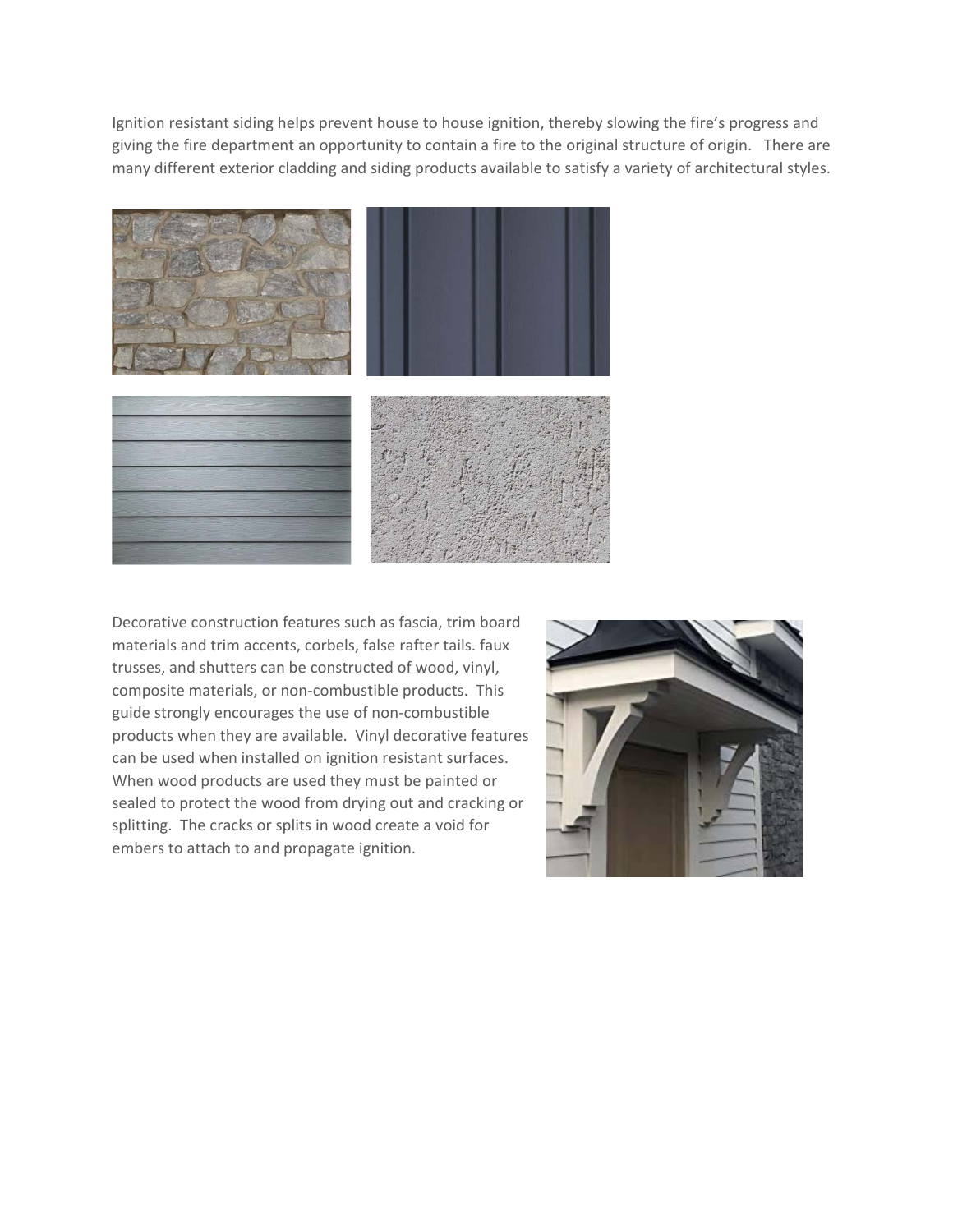Ignition resistant siding helps prevent house to house ignition, thereby slowing the fire's progress and giving the fire department an opportunity to contain a fire to the original structure of origin. There are many different exterior cladding and siding products available to satisfy a variety of architectural styles.

Decorative construction features such as fascia, trim board materials and trim accents, corbels, false rafter tails. faux trusses, and shutters can be constructed of wood, vinyl, composite materials, or non-combustible products. This guide strongly encourages the use of non-combustible products when they are available. Vinyl decorative features can be used when installed on ignition resistant surfaces. When wood products are used they must be painted or sealed to protect the wood from drying out and cracking or splitting. The cracks or splits in wood create a void for embers to attach to and propagate ignition.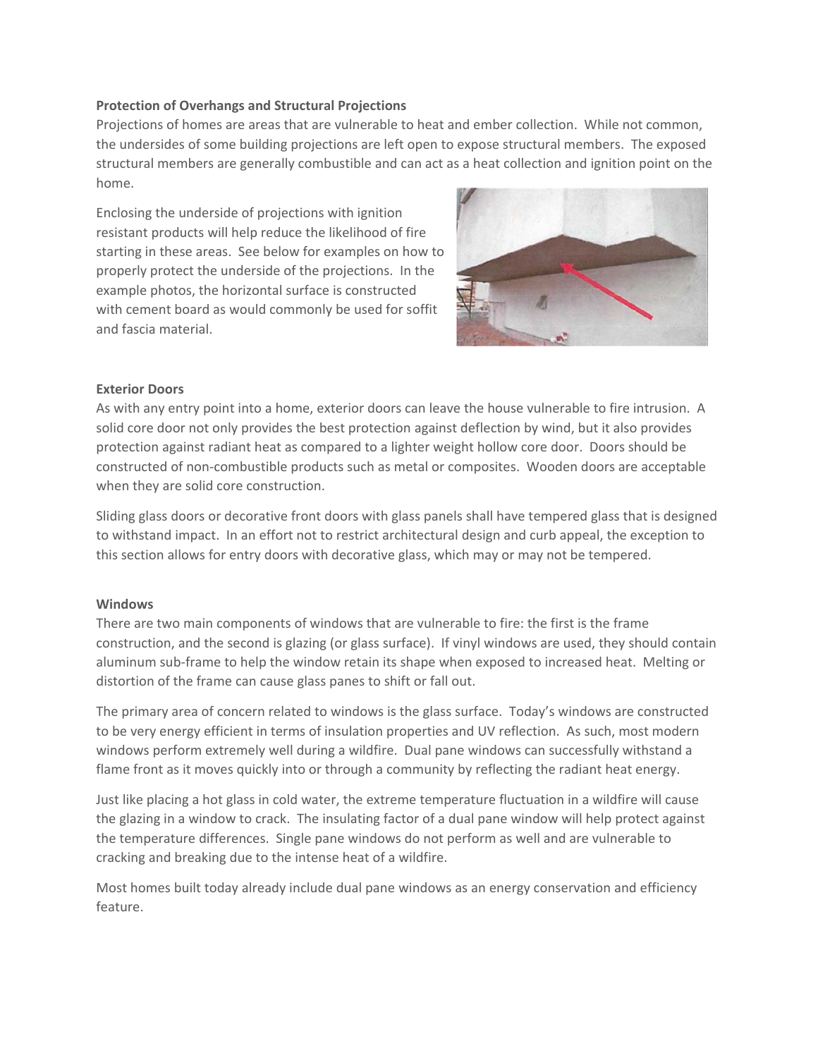**Protection of Overhangs and Structural Projections**

Projections of homes are areas that are vulnerable to heat and ember collection. While not common, the undersides of some building projections are left open to expose structural members. The exposed structural members are generally combustible and can act as a heat collection and ignition point on the home.

Enclosing the underside of projections with ignition resistant products will help reduce the likelihood of fire starting in these areas. See below for examples on how to properly protect the underside of the projections. In the example photos, the horizontal surface is constructed with cement board as would commonly be used for soffit and fascia material.

**Exterior Doors**

As with any entry point into a home, exterior doors can leave the house vulnerable to fire intrusion. A solid core door not only provides the best protection against deflection by wind, but it also provides protection against radiant heat as compared to a lighter weight hollow core door. Doors should be constructed of non-combustible products such as metal or composites. Wooden doors are acceptable when they are solid core construction.

Sliding glass doors or decorative front doors with glass panels shall have tempered glass that is designed to withstand impact. In an effort not to restrict architectural design and curb appeal, the exception to this section allows for entry doors with decorative glass, which may or may not be tempered.

**Windows**

There are two main components of windows that are vulnerable to fire: the first is the frame construction, and the second is glazing (or glass surface). If vinyl windows are used, they should contain aluminum sub-frame to help the window retain its shape when exposed to increased heat. Melting or distortion of the frame can cause glass panes to shift or fall out.

The primary area of concern related to windows is the glass surface. Today's windows are constructed to be very energy efficient in terms of insulation properties and UV reflection. As such, most modern windows perform extremely well during a wildfire. Dual pane windows can successfully withstand a flame front as it moves quickly into or through a community by reflecting the radiant heat energy.

Just like placing a hot glass in cold water, the extreme temperature fluctuation in a wildfire will cause the glazing in a window to crack. The insulating factor of a dual pane window will help protect against the temperature differences. Single pane windows do not perform as well and are vulnerable to cracking and breaking due to the intense heat of a wildfire.

Most homes built today already include dual pane windows as an energy conservation and efficiency feature.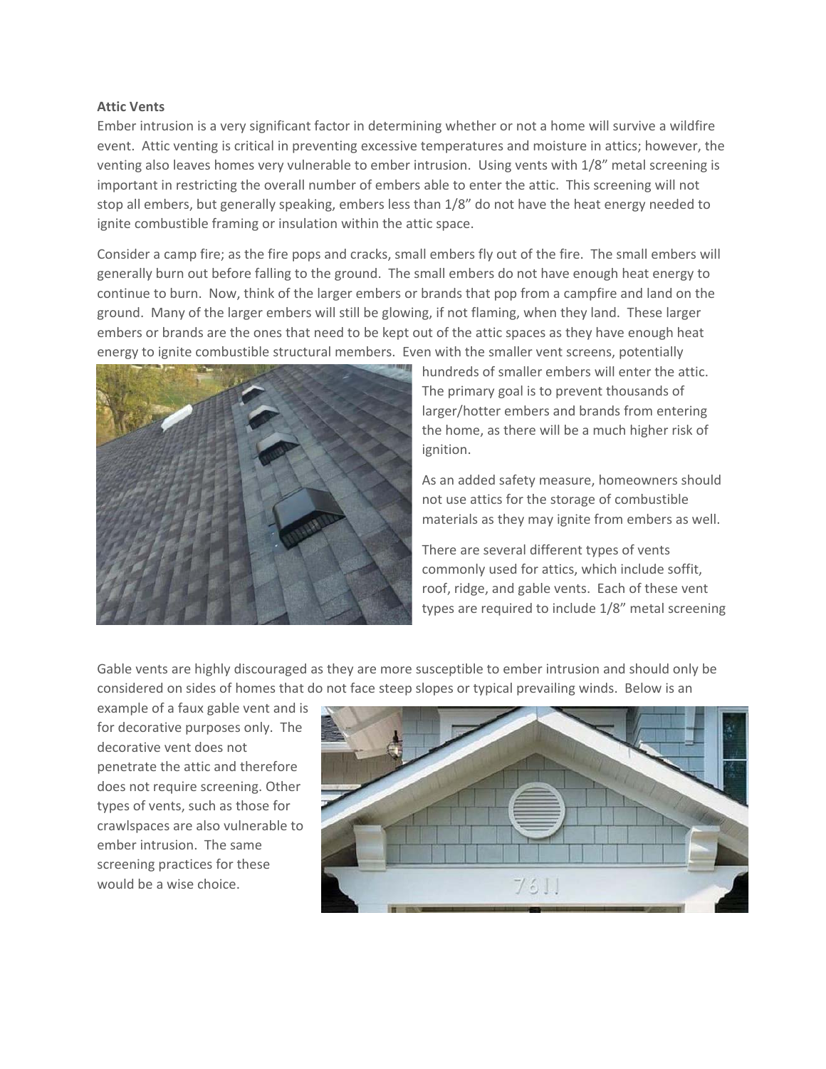**Attic Vents**

Ember intrusion is a very significant factor in determining whether or not a home will survive a wildfire event. Attic venting is critical in preventing excessive temperatures and moisture in attics; however, the venting also leaves homes very vulnerable to ember intrusion. Using vents with 1/8" metal screening is important in restricting the overall number of embers able to enter the attic. This screening will not stop all embers, but generally speaking, embers less than 1/8" do not have the heat energy needed to ignite combustible framing or insulation within the attic space.

Consider a camp fire; as the fire pops and cracks, small embers fly out of the fire. The small embers will generally burn out before falling to the ground. The small embers do not have enough heat energy to continue to burn. Now, think of the larger embers or brands that pop from a campfire and land on the ground. Many of the larger embers will still be glowing, if not flaming, when they land. These larger embers or brands are the ones that need to be kept out of the attic spaces as they have enough heat energy to ignite combustible structural members. Even with the smaller vent screens, potentially hundreds of smaller embers will enter the attic. The primary goal is to prevent thousands of larger/hotter embers and brands from entering the home, as there will be a much higher risk of ignition.

As an added safety measure, homeowners should not use attics for the storage of combustible materials as they may ignite from embers as well.

There are several different types of vents commonly used for attics, which include soffit, roof, ridge, and gable vents. Each of these vent types are required to include 1/8" metal screening

Gable vents are highly discouraged as they are more susceptible to ember intrusion and should only be considered on sides of homes that do not face steep slopes or typical prevailing winds. Below is an example of a faux gable vent and is for decorative purposes only. The decorative vent does not penetrate the attic and therefore does not require screening. Other types of vents, such as those for crawlspaces are also vulnerable to ember intrusion. The same screening practices for these would be a wise choice.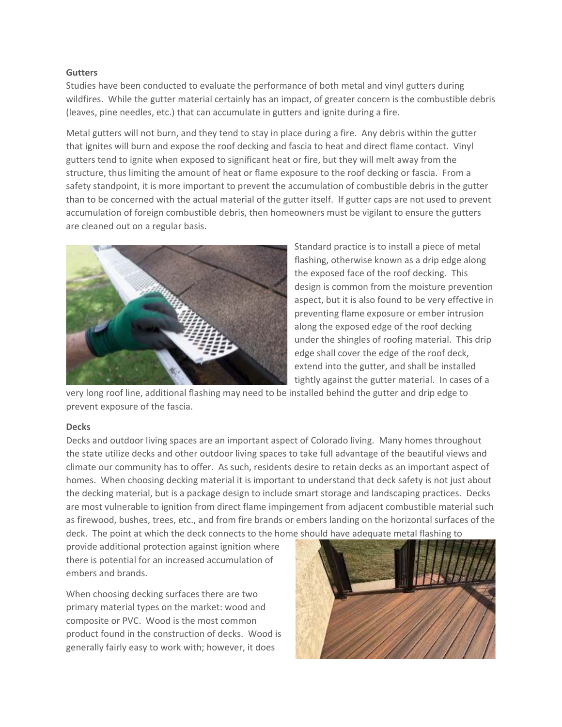**Gutters**

Studies have been conducted to evaluate the performance of both metal and vinyl gutters during wildfires. While the gutter material certainly has an impact, of greater concern is the combustible debris (leaves, pine needles, etc.) that can accumulate in gutters and ignite during a fire.

Metal gutters will not burn, and they tend to stay in place during a fire. Any debris within the gutter that ignites will burn and expose the roof decking and fascia to heat and direct flame contact. Vinyl gutters tend to ignite when exposed to significant heat or fire, but they will melt away from the structure, thus limiting the amount of heat or flame exposure to the roof decking or fascia. From a safety standpoint, it is more important to prevent the accumulation of combustible debris in the gutter than to be concerned with the actual material of the gutter itself. If gutter caps are not used to prevent accumulation of foreign combustible debris, then homeowners must be vigilant to ensure the gutters are cleaned out on a regular basis.

Standard practice is to install a piece of metal flashing, otherwise known as a drip edge along the exposed face of the roof decking. This design is common from the moisture prevention aspect, but it is also found to be very effective in preventing flame exposure or ember intrusion along the exposed edge of the roof decking under the shingles of roofing material. This drip edge shall cover the edge of the roof deck, extend into the gutter, and shall be installed tightly against the gutter material. In cases of a very long roof line, additional flashing may need to be installed behind the gutter and drip edge to prevent exposure of the fascia.

**Decks**

Decks and outdoor living spaces are an important aspect of Colorado living. Many homes throughout the state utilize decks and other outdoor living spaces to take full advantage of the beautiful views and climate our community has to offer. As such, residents desire to retain decks as an important aspect of homes. When choosing decking material it is important to understand that deck safety is not just about the decking material, but is a package design to include smart storage and landscaping practices. Decks are most vulnerable to ignition from direct flame impingement from adjacent combustible material such as firewood, bushes, trees, etc., and from fire brands or embers landing on the horizontal surfaces of the deck. The point at which the deck connects to the home should have adequate metal flashing to provide additional protection against ignition where there is potential for an increased accumulation of embers and brands.

When choosing decking surfaces there are two primary material types on the market: wood and composite or PVC. Wood is the most common product found in the construction of decks. Wood is generally fairly easy to work with; however, it does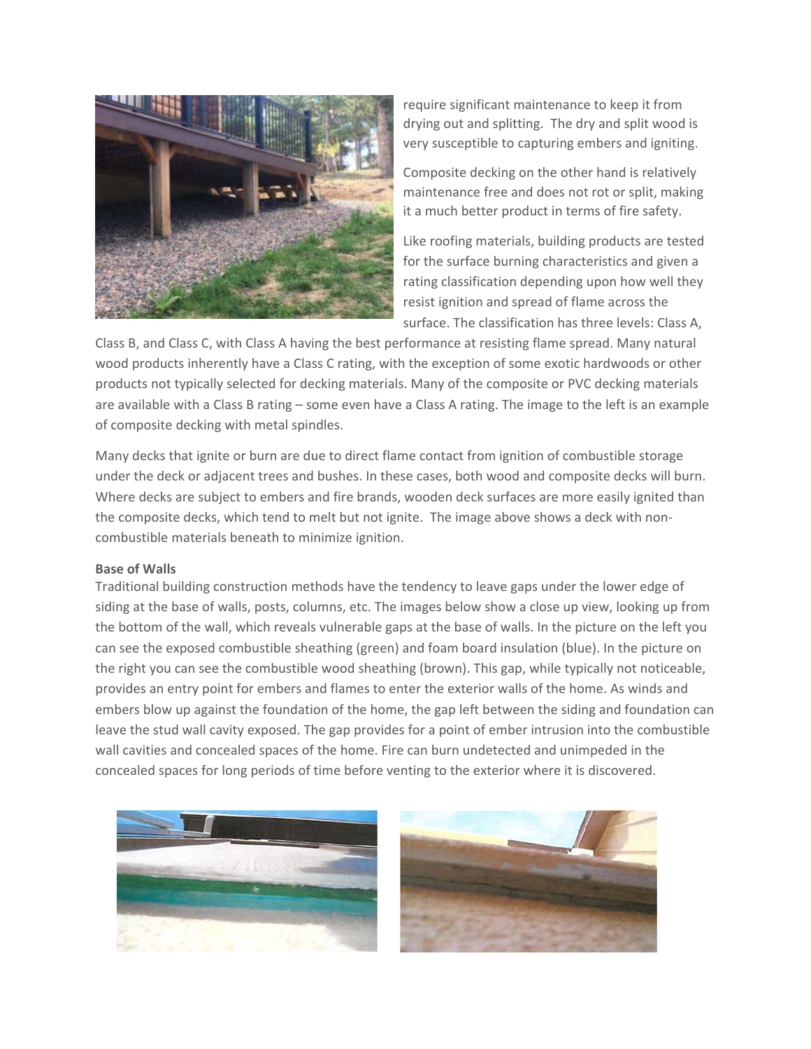require significant maintenance to keep it from drying out and splitting. The dry and split wood is very susceptible to capturing embers and igniting.

Composite decking on the other hand is relatively maintenance free and does not rot or split, making it a much better product in terms of fire safety.

Like roofing materials, building products are tested for the surface burning characteristics and given a rating classification depending upon how well they resist ignition and spread of flame across the surface. The classification has three levels: Class A, Class B, and Class C, with Class A having the best performance at resisting flame spread. Many natural wood products inherently have a Class C rating, with the exception of some exotic hardwoods or other products not typically selected for decking materials. Many of the composite or PVC decking materials are available with a Class B rating – some even have a Class A rating. The image to the left is an example of composite decking with metal spindles.

Many decks that ignite or burn are due to direct flame contact from ignition of combustible storage under the deck or adjacent trees and bushes. In these cases, both wood and composite decks will burn. Where decks are subject to embers and fire brands, wooden deck surfaces are more easily ignited than the composite decks, which tend to melt but not ignite. The image above shows a deck with non-combustible materials beneath to minimize ignition.

**Base of Walls**

Traditional building construction methods have the tendency to leave gaps under the lower edge of siding at the base of walls, posts, columns, etc. The images below show a close up view, looking up from the bottom of the wall, which reveals vulnerable gaps at the base of walls. In the picture on the left you can see the exposed combustible sheathing (green) and foam board insulation (blue). In the picture on the right you can see the combustible wood sheathing (brown). This gap, while typically not noticeable, provides an entry point for embers and flames to enter the exterior walls of the home. As winds and embers blow up against the foundation of the home, the gap left between the siding and foundation can leave the stud wall cavity exposed. The gap provides for a point of ember intrusion into the combustible wall cavities and concealed spaces of the home. Fire can burn undetected and unimpeded in the concealed spaces for long periods of time before venting to the exterior where it is discovered.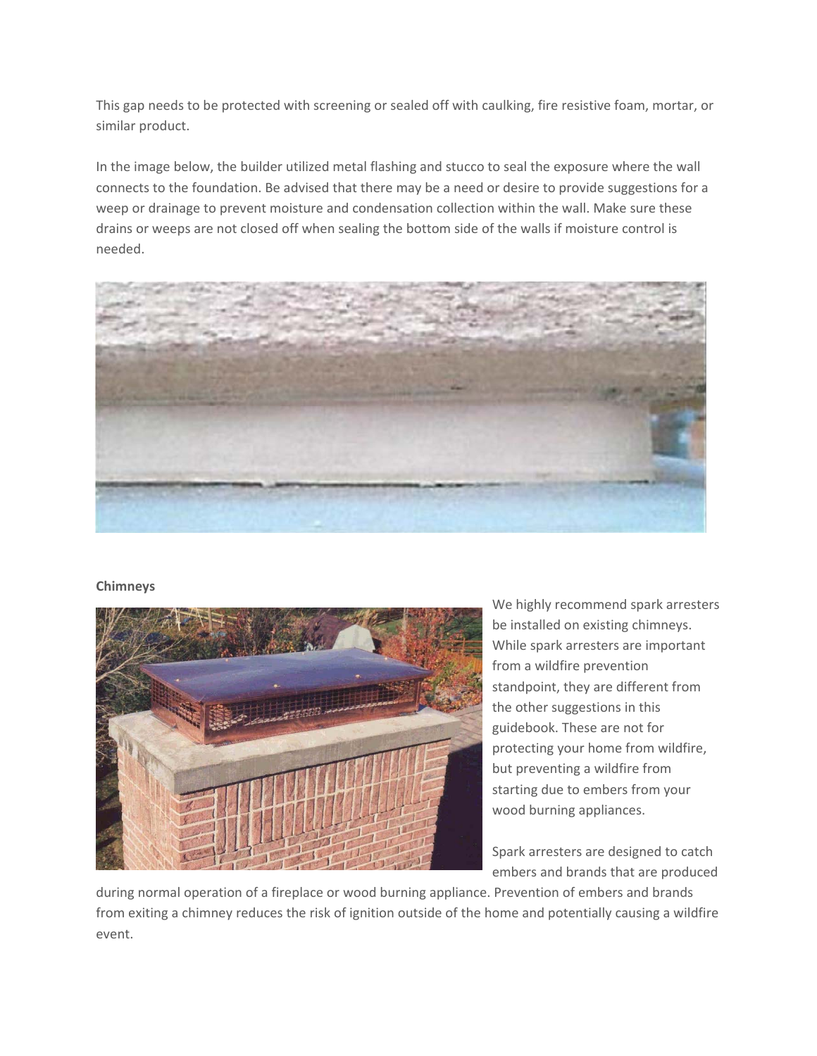This gap needs to be protected with screening or sealed off with caulking, fire resistive foam, mortar, or similar product.

In the image below, the builder utilized metal flashing and stucco to seal the exposure where the wall connects to the foundation. Be advised that there may be a need or desire to provide suggestions for a weep or drainage to prevent moisture and condensation collection within the wall. Make sure these drains or weeps are not closed off when sealing the bottom side of the walls if moisture control is needed.

**Chimneys**

We highly recommend spark arresters be installed on existing chimneys. While spark arresters are important from a wildfire prevention standpoint, they are different from the other suggestions in this guidebook. These are not for protecting your home from wildfire, but preventing a wildfire from starting due to embers from your wood burning appliances.

Spark arresters are designed to catch embers and brands that are produced during normal operation of a fireplace or wood burning appliance. Prevention of embers and brands from exiting a chimney reduces the risk of ignition outside of the home and potentially causing a wildfire event.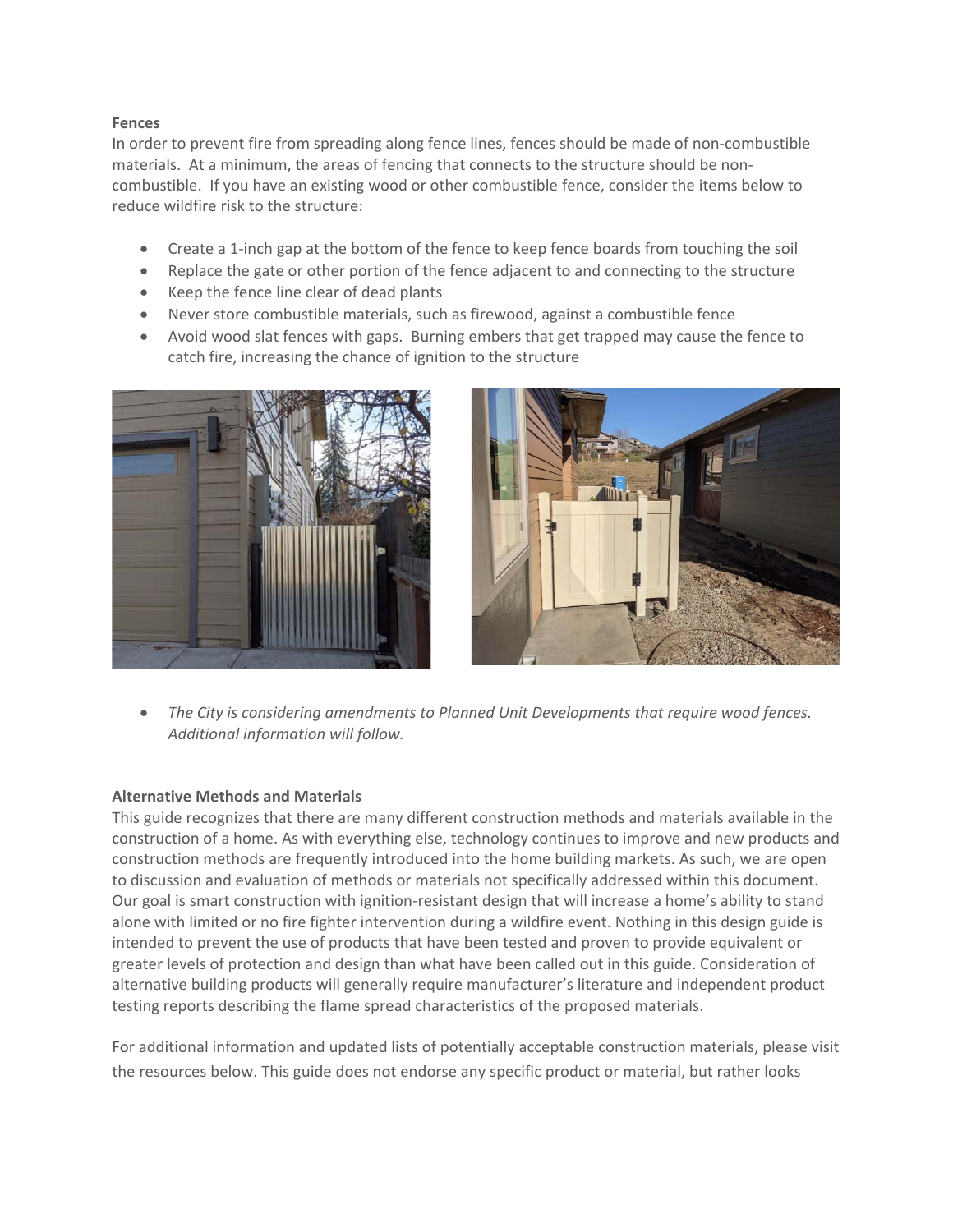**Fences**

In order to prevent fire from spreading along fence lines, fences should be made of non-combustible materials. At a minimum, the areas of fencing that connects to the structure should be non-combustible. If you have an existing wood or other combustible fence, consider the items below to reduce wildfire risk to the structure:

- Create a 1-inch gap at the bottom of the fence to keep fence boards from touching the soil
- Replace the gate or other portion of the fence adjacent to and connecting to the structure
- Keep the fence line clear of dead plants
- Never store combustible materials, such as firewood, against a combustible fence
- Avoid wood slat fences with gaps. Burning embers that get trapped may cause the fence to catch fire, increasing the chance of ignition to the structure

- *The City is considering amendments to Planned Unit Developments that require wood fences. Additional information will follow.*

**Alternative Methods and Materials**

This guide recognizes that there are many different construction methods and materials available in the construction of a home. As with everything else, technology continues to improve and new products and construction methods are frequently introduced into the home building markets. As such, we are open to discussion and evaluation of methods or materials not specifically addressed within this document. Our goal is smart construction with ignition-resistant design that will increase a home's ability to stand alone with limited or no fire fighter intervention during a wildfire event. Nothing in this design guide is intended to prevent the use of products that have been tested and proven to provide equivalent or greater levels of protection and design than what have been called out in this guide. Consideration of alternative building products will generally require manufacturer's literature and independent product testing reports describing the flame spread characteristics of the proposed materials.

For additional information and updated lists of potentially acceptable construction materials, please visit the resources below. This guide does not endorse any specific product or material, but rather looks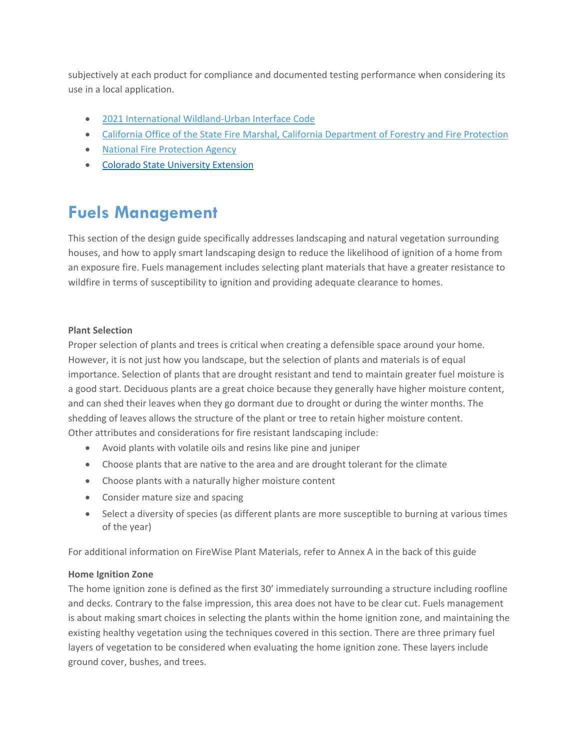subjectively at each product for compliance and documented testing performance when considering its use in a local application.

- [2021 International Wildland-Urban Interface Code]
- [California Office of the State Fire Marshal, California Department of Forestry and Fire Protection]
- [National Fire Protection Agency]
- [Colorado State University Extension]

# Fuels Management

This section of the design guide specifically addresses landscaping and natural vegetation surrounding houses, and how to apply smart landscaping design to reduce the likelihood of ignition of a home from an exposure fire. Fuels management includes selecting plant materials that have a greater resistance to wildfire in terms of susceptibility to ignition and providing adequate clearance to homes.

**Plant Selection**

Proper selection of plants and trees is critical when creating a defensible space around your home. However, it is not just how you landscape, but the selection of plants and materials is of equal importance. Selection of plants that are drought resistant and tend to maintain greater fuel moisture is a good start. Deciduous plants are a great choice because they generally have higher moisture content, and can shed their leaves when they go dormant due to drought or during the winter months. The shedding of leaves allows the structure of the plant or tree to retain higher moisture content.
Other attributes and considerations for fire resistant landscaping include:

- Avoid plants with volatile oils and resins like pine and juniper
- Choose plants that are native to the area and are drought tolerant for the climate
- Choose plants with a naturally higher moisture content
- Consider mature size and spacing
- Select a diversity of species (as different plants are more susceptible to burning at various times of the year)

For additional information on FireWise Plant Materials, refer to Annex A in the back of this guide

**Home Ignition Zone**

The home ignition zone is defined as the first 30' immediately surrounding a structure including roofline and decks. Contrary to the false impression, this area does not have to be clear cut. Fuels management is about making smart choices in selecting the plants within the home ignition zone, and maintaining the existing healthy vegetation using the techniques covered in this section. There are three primary fuel layers of vegetation to be considered when evaluating the home ignition zone. These layers include ground cover, bushes, and trees.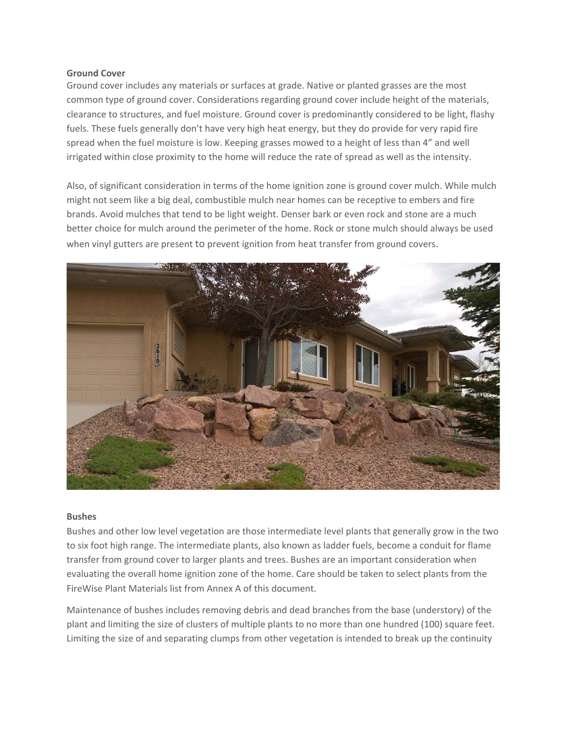**Ground Cover**

Ground cover includes any materials or surfaces at grade. Native or planted grasses are the most common type of ground cover. Considerations regarding ground cover include height of the materials, clearance to structures, and fuel moisture. Ground cover is predominantly considered to be light, flashy fuels. These fuels generally don't have very high heat energy, but they do provide for very rapid fire spread when the fuel moisture is low. Keeping grasses mowed to a height of less than 4" and well irrigated within close proximity to the home will reduce the rate of spread as well as the intensity.

Also, of significant consideration in terms of the home ignition zone is ground cover mulch. While mulch might not seem like a big deal, combustible mulch near homes can be receptive to embers and fire brands. Avoid mulches that tend to be light weight. Denser bark or even rock and stone are a much better choice for mulch around the perimeter of the home. Rock or stone mulch should always be used when vinyl gutters are present to prevent ignition from heat transfer from ground covers.

**Bushes**

Bushes and other low level vegetation are those intermediate level plants that generally grow in the two to six foot high range. The intermediate plants, also known as ladder fuels, become a conduit for flame transfer from ground cover to larger plants and trees. Bushes are an important consideration when evaluating the overall home ignition zone of the home. Care should be taken to select plants from the FireWise Plant Materials list from Annex A of this document.

Maintenance of bushes includes removing debris and dead branches from the base (understory) of the plant and limiting the size of clusters of multiple plants to no more than one hundred (100) square feet. Limiting the size of and separating clumps from other vegetation is intended to break up the continuity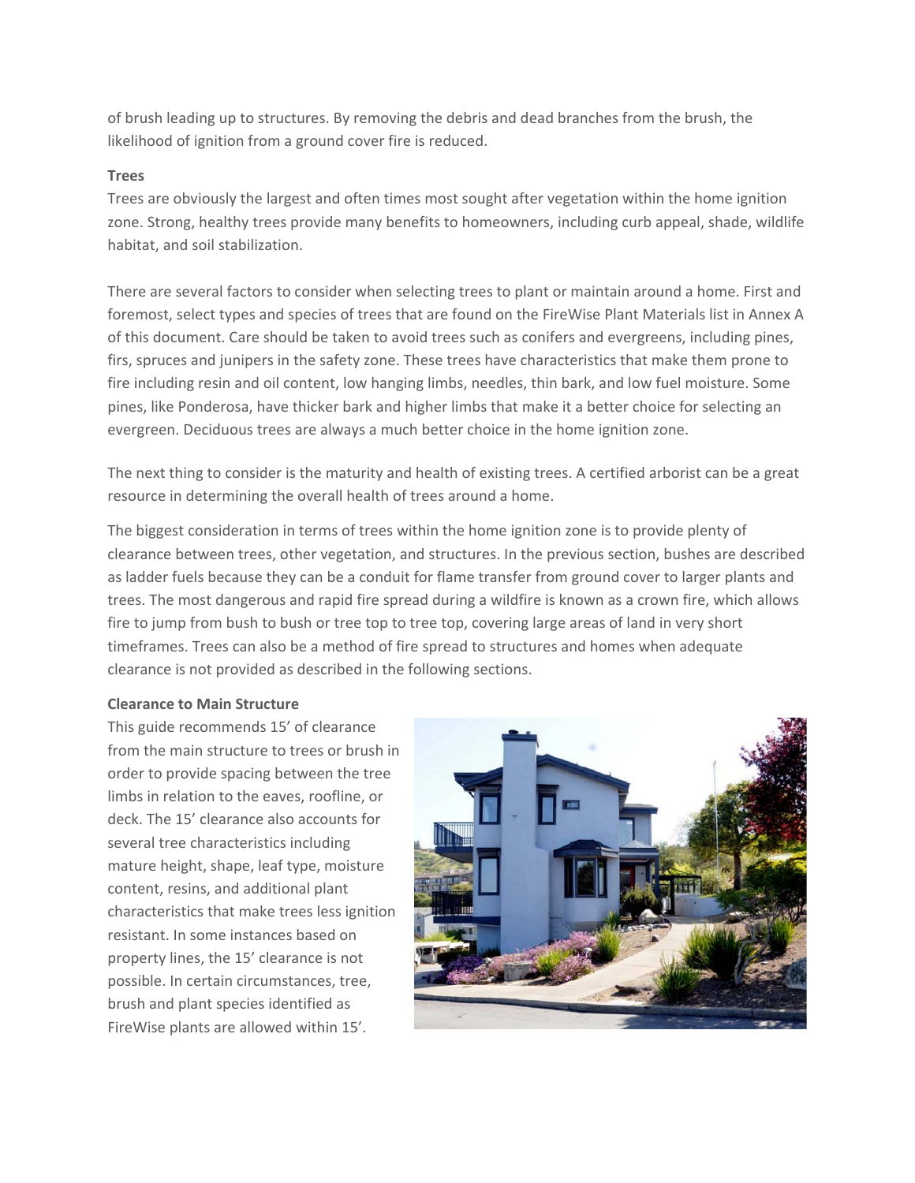of brush leading up to structures. By removing the debris and dead branches from the brush, the likelihood of ignition from a ground cover fire is reduced.

**Trees**

Trees are obviously the largest and often times most sought after vegetation within the home ignition zone. Strong, healthy trees provide many benefits to homeowners, including curb appeal, shade, wildlife habitat, and soil stabilization.

There are several factors to consider when selecting trees to plant or maintain around a home. First and foremost, select types and species of trees that are found on the FireWise Plant Materials list in Annex A of this document. Care should be taken to avoid trees such as conifers and evergreens, including pines, firs, spruces and junipers in the safety zone. These trees have characteristics that make them prone to fire including resin and oil content, low hanging limbs, needles, thin bark, and low fuel moisture. Some pines, like Ponderosa, have thicker bark and higher limbs that make it a better choice for selecting an evergreen. Deciduous trees are always a much better choice in the home ignition zone.

The next thing to consider is the maturity and health of existing trees. A certified arborist can be a great resource in determining the overall health of trees around a home.

The biggest consideration in terms of trees within the home ignition zone is to provide plenty of clearance between trees, other vegetation, and structures. In the previous section, bushes are described as ladder fuels because they can be a conduit for flame transfer from ground cover to larger plants and trees. The most dangerous and rapid fire spread during a wildfire is known as a crown fire, which allows fire to jump from bush to bush or tree top to tree top, covering large areas of land in very short timeframes. Trees can also be a method of fire spread to structures and homes when adequate clearance is not provided as described in the following sections.

**Clearance to Main Structure**

This guide recommends 15’ of clearance from the main structure to trees or brush in order to provide spacing between the tree limbs in relation to the eaves, roofline, or deck. The 15’ clearance also accounts for several tree characteristics including mature height, shape, leaf type, moisture content, resins, and additional plant characteristics that make trees less ignition resistant. In some instances based on property lines, the 15’ clearance is not possible. In certain circumstances, tree, brush and plant species identified as FireWise plants are allowed within 15’.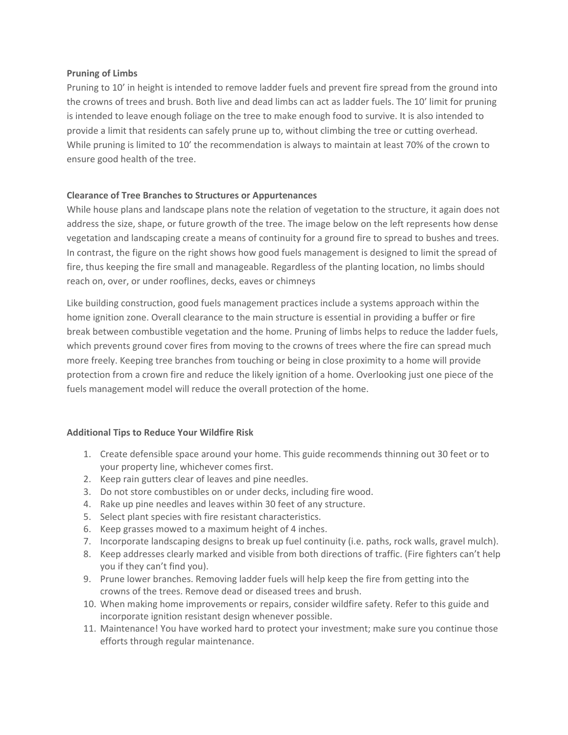**Pruning of Limbs**

Pruning to 10' in height is intended to remove ladder fuels and prevent fire spread from the ground into the crowns of trees and brush. Both live and dead limbs can act as ladder fuels. The 10' limit for pruning is intended to leave enough foliage on the tree to make enough food to survive. It is also intended to provide a limit that residents can safely prune up to, without climbing the tree or cutting overhead. While pruning is limited to 10' the recommendation is always to maintain at least 70% of the crown to ensure good health of the tree.

**Clearance of Tree Branches to Structures or Appurtenances**

While house plans and landscape plans note the relation of vegetation to the structure, it again does not address the size, shape, or future growth of the tree. The image below on the left represents how dense vegetation and landscaping create a means of continuity for a ground fire to spread to bushes and trees. In contrast, the figure on the right shows how good fuels management is designed to limit the spread of fire, thus keeping the fire small and manageable. Regardless of the planting location, no limbs should reach on, over, or under rooflines, decks, eaves or chimneys

Like building construction, good fuels management practices include a systems approach within the home ignition zone. Overall clearance to the main structure is essential in providing a buffer or fire break between combustible vegetation and the home. Pruning of limbs helps to reduce the ladder fuels, which prevents ground cover fires from moving to the crowns of trees where the fire can spread much more freely. Keeping tree branches from touching or being in close proximity to a home will provide protection from a crown fire and reduce the likely ignition of a home. Overlooking just one piece of the fuels management model will reduce the overall protection of the home.

**Additional Tips to Reduce Your Wildfire Risk**

1. Create defensible space around your home. This guide recommends thinning out 30 feet or to your property line, whichever comes first.
2. Keep rain gutters clear of leaves and pine needles.
3. Do not store combustibles on or under decks, including fire wood.
4. Rake up pine needles and leaves within 30 feet of any structure.
5. Select plant species with fire resistant characteristics.
6. Keep grasses mowed to a maximum height of 4 inches.
7. Incorporate landscaping designs to break up fuel continuity (i.e. paths, rock walls, gravel mulch).
8. Keep addresses clearly marked and visible from both directions of traffic. (Fire fighters can't help you if they can't find you).
9. Prune lower branches. Removing ladder fuels will help keep the fire from getting into the crowns of the trees. Remove dead or diseased trees and brush.
10. When making home improvements or repairs, consider wildfire safety. Refer to this guide and incorporate ignition resistant design whenever possible.
11. Maintenance! You have worked hard to protect your investment; make sure you continue those efforts through regular maintenance.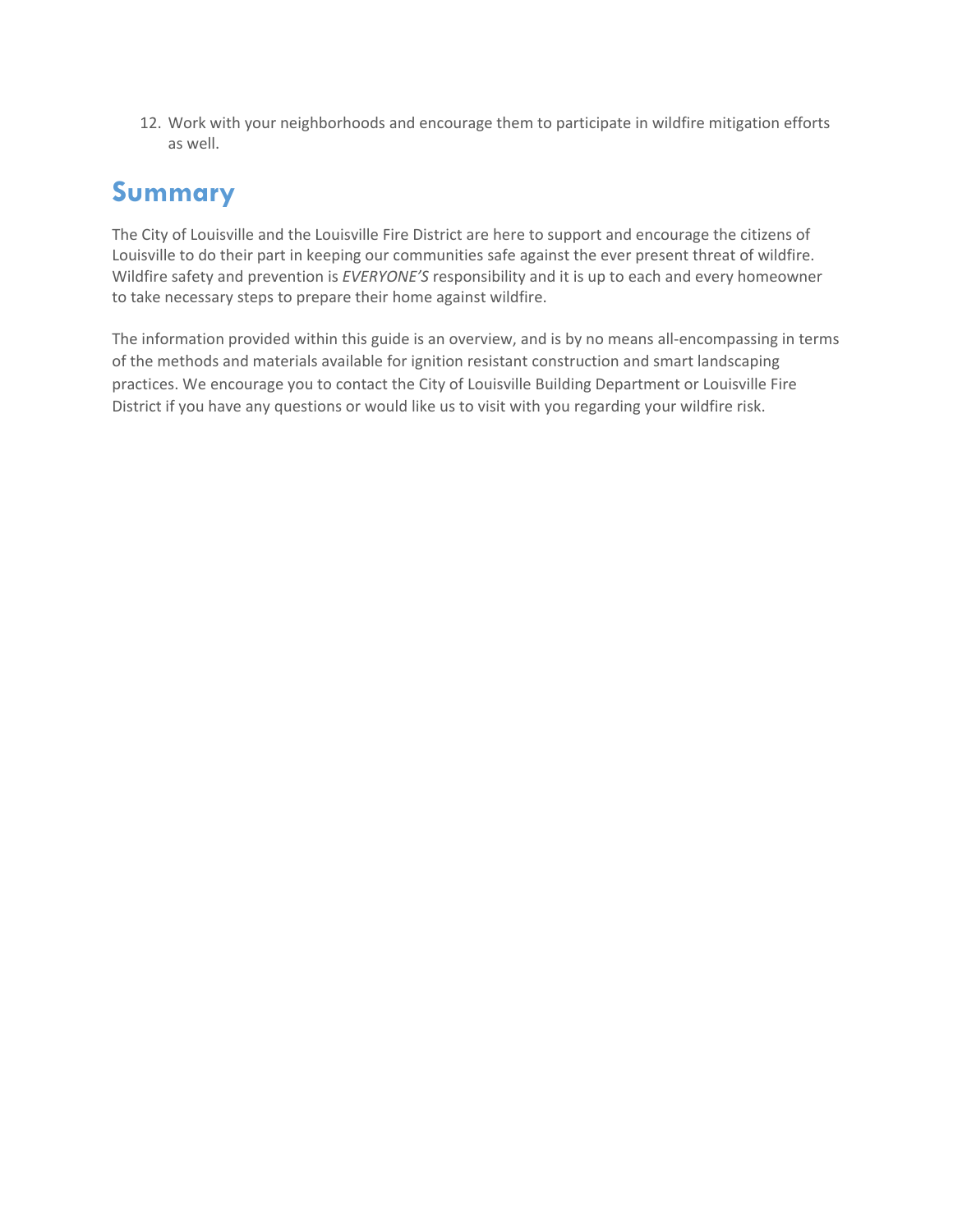12. Work with your neighborhoods and encourage them to participate in wildfire mitigation efforts as well.

## Summary

The City of Louisville and the Louisville Fire District are here to support and encourage the citizens of Louisville to do their part in keeping our communities safe against the ever present threat of wildfire. Wildfire safety and prevention is *EVERYONE'S* responsibility and it is up to each and every homeowner to take necessary steps to prepare their home against wildfire.

The information provided within this guide is an overview, and is by no means all-encompassing in terms of the methods and materials available for ignition resistant construction and smart landscaping practices. We encourage you to contact the City of Louisville Building Department or Louisville Fire District if you have any questions or would like us to visit with you regarding your wildfire risk.